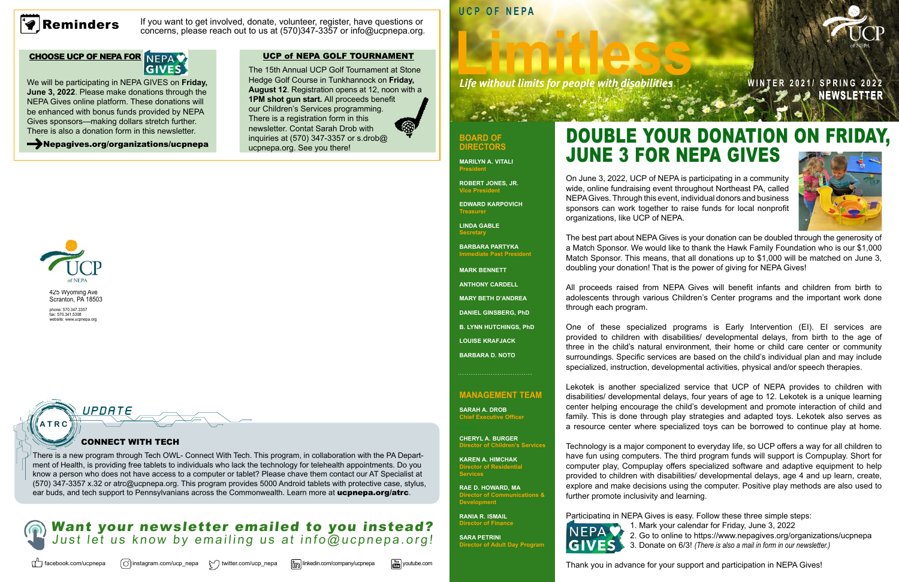## Reminders

If you want to get involved, donate, volunteer, register, have questions or concerns, please reach out to us at (570)347-3357 or info@ucpnepa.org.

### CHOOSE UCP OF NEPA FOR NEPA GIVES

We will be participating in NEPA GIVES on **Friday, June 3, 2022**. Please make donations through the NEPA Gives online platform. These donations will be enhanced with bonus funds provided by NEPA Gives sponsors—making dollars stretch further. There is also a donation form in this newsletter.

**➔Nepagives.org/organizations/ucpnepa**

### UCP of NEPA GOLF TOURNAMENT

The 15th Annual UCP Golf Tournament at Stone Hedge Golf Course in Tunkhannock on **Friday, August 12**. Registration opens at 12, noon with a **1PM shot gun start.** All proceeds benefit our Children's Services programming. There is a registration form in this newsletter. Contat Sarah Drob with inquiries at (570) 347-3357 or s.drob@ucpnepa.org. See you there!

UCP of NEPA

425 Wyoming Ave
Scranton, PA 18503

phone: 570.347.3357
fax: 570.341.5308
website: www.ucpnepa.org

## ATRC UPDATE

### CONNECT WITH TECH

There is a new program through Tech OWL- Connect With Tech. This program, in collaboration with the PA Department of Health, is providing free tablets to individuals who lack the technology for telehealth appointments. Do you know a person who does not have access to a computer or tablet? Please chave them contact our AT Specialist at (570) 347-3357 x.32 or atrc@ucpnepa.org. This program provides 5000 Android tablets with protective case, stylus, ear buds, and tech support to Pennsylvanians across the Commonwealth. Learn more at **ucpnepa.org/atrc**.

***Want your newsletter emailed to you instead?***
*Just let us know by emailing us at info@ucpnepa.org!*

facebook.com/ucpnepa | instagram.com/ucp_nepa | twitter.com/ucp_nepa | linkedin.com/company/ucpnepa | youtube.com

---

UCP OF NEPA

# Limitless

*Life without limits for people with disabilities*

WINTER 2021/ SPRING 2022
**NEWSLETTER**

### BOARD OF DIRECTORS

**MARILYN A. VITALI**
President

**ROBERT JONES, JR.**
Vice President

**EDWARD KARPOVICH**
Treasurer

**LINDA GABLE**
Secretary

**BARBARA PARTYKA**
Immediate Past President

**MARK BENNETT**

**ANTHONY CARDELL**

**MARY BETH D'ANDREA**

**DANIEL GINSBERG, PhD**

**B. LYNN HUTCHINGS, PhD**

**LOUISE KRAFJACK**

**BARBARA D. NOTO**

### MANAGEMENT TEAM

**SARAH A. DROB**
Chief Executive Officer

**CHERYL A. BURGER**
Director of Children's Services

**KAREN A. HIMCHAK**
Director of Residential Services

**RAE D. HOWARD, MA**
Director of Communications & Development

**RANIA R. ISMAIL**
Director of Finance

**SARA PETRINI**
Director of Adult Day Program

## DOUBLE YOUR DONATION ON FRIDAY, JUNE 3 FOR NEPA GIVES

On June 3, 2022, UCP of NEPA is participating in a community wide, online fundraising event throughout Northeast PA, called NEPA Gives. Through this event, individual donors and business sponsors can work together to raise funds for local nonprofit organizations, like UCP of NEPA.

The best part about NEPA Gives is your donation can be doubled through the generosity of a Match Sponsor. We would like to thank the Hawk Family Foundation who is our $1,000 Match Sponsor. This means, that all donations up to $1,000 will be matched on June 3, doubling your donation! That is the power of giving for NEPA Gives!

All proceeds raised from NEPA Gives will benefit infants and children from birth to adolescents through various Children's Center programs and the important work done through each program.

One of these specialized programs is Early Intervention (EI). EI services are provided to children with disabilities/ developmental delays, from birth to the age of three in the child's natural environment, their home or child care center or community surroundings. Specific services are based on the child's individual plan and may include specialized, instruction, developmental activities, physical and/or speech therapies.

Lekotek is another specialized service that UCP of NEPA provides to children with disabilities/ developmental delays, four years of age to 12. Lekotek is a unique learning center helping encourage the child's development and promote interaction of child and family. This is done through play strategies and adapted toys. Lekotek also serves as a resource center where specialized toys can be borrowed to continue play at home.

Technology is a major component to everyday life, so UCP offers a way for all children to have fun using computers. The third program funds will support is Compuplay. Short for computer play, Compuplay offers specialized software and adaptive equipment to help provided to children with disabilities/ developmental delays, age 4 and up learn, create, explore and make decisions using the computer. Positive play methods are also used to further promote inclusivity and learning.

Participating in NEPA Gives is easy. Follow these three simple steps:

1. Mark your calendar for Friday, June 3, 2022
2. Go to online to https://www.nepagives.org/organizations/ucpnepa
3. Donate on 6/3! *(There is also a mail in form in our newsletter.)*

Thank you in advance for your support and participation in NEPA Gives!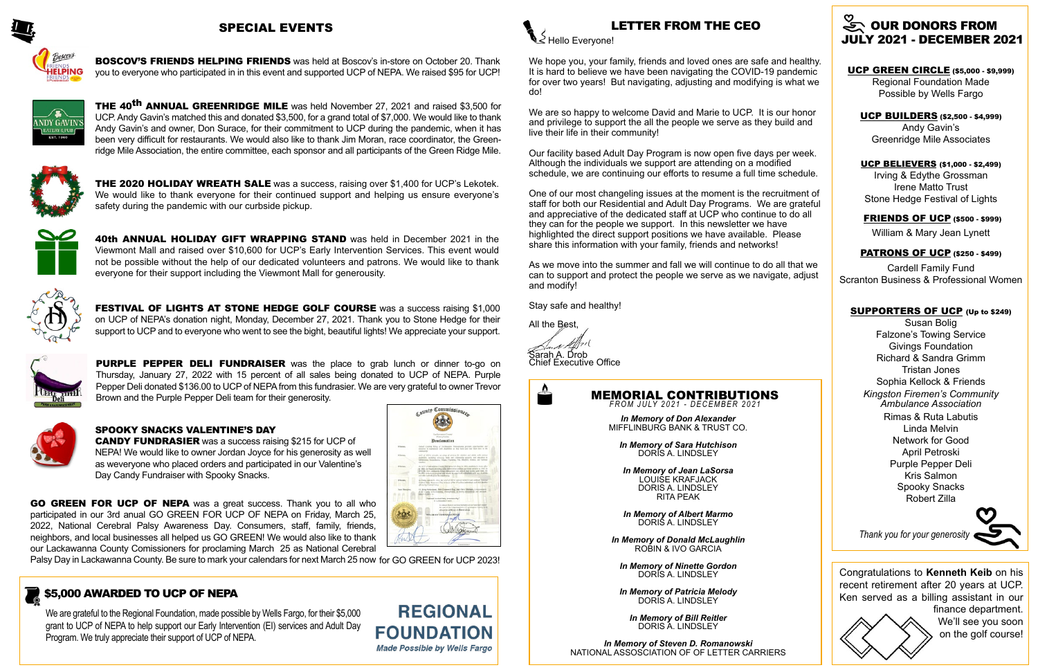## SPECIAL EVENTS

**BOSCOV'S FRIENDS HELPING FRIENDS** was held at Boscov's in-store on October 20. Thank you to everyone who participated in in this event and supported UCP of NEPA. We raised $95 for UCP!

**THE 40th ANNUAL GREENRIDGE MILE** was held November 27, 2021 and raised $3,500 for UCP. Andy Gavin's matched this and donated $3,500, for a grand total of $7,000. We would like to thank Andy Gavin's and owner, Don Surace, for their commitment to UCP during the pandemic, when it has been very difficult for restaurants. We would also like to thank Jim Moran, race coordinator, the Greenridge Mile Association, the entire committee, each sponsor and all participants of the Green Ridge Mile.

**THE 2020 HOLIDAY WREATH SALE** was a success, raising over $1,400 for UCP's Lekotek. We would like to thank everyone for their continued support and helping us ensure everyone's safety during the pandemic with our curbside pickup.

**40th ANNUAL HOLIDAY GIFT WRAPPING STAND** was held in December 2021 in the Viewmont Mall and raised over $10,600 for UCP's Early Intervention Services. This event would not be possible without the help of our dedicated volunteers and patrons. We would like to thank everyone for their support including the Viewmont Mall for generousity.

**FESTIVAL OF LIGHTS AT STONE HEDGE GOLF COURSE** was a success raising $1,000 on UCP of NEPA's donation night, Monday, December 27, 2021. Thank you to Stone Hedge for their support to UCP and to everyone who went to see the bight, beautiful lights! We appreciate your support.

**PURPLE PEPPER DELI FUNDRAISER** was the place to grab lunch or dinner to-go on Thursday, January 27, 2022 with 15 percent of all sales being donated to UCP of NEPA. Purple Pepper Deli donated $136.00 to UCP of NEPA from this fundraiser. We are very grateful to owner Trevor Brown and the Purple Pepper Deli team for their generosity.

**SPOOKY SNACKS VALENTINE'S DAY CANDY FUNDRASIER** was a success raising $215 for UCP of NEPA! We would like to thank to owner Jordan Joyce for his generosity as well as weveryone who placed orders and participated in our Valentine's Day Candy Fundraiser with Spooky Snacks.

**GO GREEN FOR UCP OF NEPA** was a great success. Thank you to all who participated in our 3rd anual GO GREEN FOR UCP OF NEPA on Friday, March 25, 2022, National Cerebral Palsy Awareness Day. Consumers, staff, family, friends, neighbors, and local businesses all helped us GO GREEN! We would also like to thank our Lackawanna County Comissioners for proclaming March 25 as National Cerebral Palsy Day in Lackawanna County. Be sure to mark your calendars for next March 25 now for GO GREEN for UCP 2023!

### $5,000 AWARDED TO UCP OF NEPA

We are grateful to the Regional Foundation, made possible by Wells Fargo, for their $5,000 grant to UCP of NEPA to help support our Early Intervention (EI) services and Adult Day Program. We truly appreciate their support of UCP of NEPA.

**REGIONAL FOUNDATION**
*Made Possible by Wells Fargo*

## LETTER FROM THE CEO

Hello Everyone!

We hope you, your family, friends and loved ones are safe and healthy. It is hard to believe we have been navigating the COVID-19 pandemic for over two years! But navigating, adjusting and modifying is what we do!

We are so happy to welcome David and Marie to UCP. It is our honor and privilege to support the all the people we serve as they build and live their life in their community!

Our facility based Adult Day Program is now open five days per week. Although the individuals we support are attending on a modified schedule, we are continuing our efforts to resume a full time schedule.

One of our most changeling issues at the moment is the recruitment of staff for both our Residential and Adult Day Programs. We are grateful and appreciative of the dedicated staff at UCP who continue to do all they can for the people we support. In this newsletter we have highlighted the direct support positions we have available. Please share this information with your family, friends and networks!

As we move into the summer and fall we will continue to do all that we can to support and protect the people we serve as we navigate, adjust and modify!

Stay safe and healthy!

All the Best,

Sarah A. Drob
Chief Executive Office

## MEMORIAL CONTRIBUTIONS
*FROM JULY 2021 - DECEMBER 2021*

*In Memory of Don Alexander*
MIFFLINBURG BANK & TRUST CO.

*In Memory of Sara Hutchison*
DORIS A. LINDSLEY

*In Memory of Jean LaSorsa*
LOUISE KRAFJACK
DORIS A. LINDSLEY
RITA PEAK

*In Memory of Albert Marmo*
DORIS A. LINDSLEY

*In Memory of Donald McLaughlin*
ROBIN & IVO GARCIA

*In Memory of Ninette Gordon*
DORIS A. LINDSLEY

*In Memory of Patricia Melody*
DORIS A. LINDSLEY

*In Memory of Bill Reitler*
DORIS A. LINDSLEY

*In Memory of Steven D. Romanowski*
NATIONAL ASSOSCIATION OF OF LETTER CARRIERS

## OUR DONORS FROM JULY 2021 - DECEMBER 2021

**UCP GREEN CIRCLE** ($5,000 - $9,999)
Regional Foundation Made Possible by Wells Fargo

**UCP BUILDERS** ($2,500 - $4,999)
Andy Gavin's
Greenridge Mile Associates

**UCP BELIEVERS** ($1,000 - $2,499)
Irving & Edythe Grossman
Irene Matto Trust
Stone Hedge Festival of Lights

**FRIENDS OF UCP** ($500 - $999)
William & Mary Jean Lynett

**PATRONS OF UCP** ($250 - $499)
Cardell Family Fund
Scranton Business & Professional Women

**SUPPORTERS OF UCP** (Up to $249)
Susan Bolig
Falzone's Towing Service
Givings Foundation
Richard & Sandra Grimm
Tristan Jones
Sophia Kellock & Friends
*Kingston Firemen's Community Ambulance Association*
Rimas & Ruta Labutis
Linda Melvin
Network for Good
April Petroski
Purple Pepper Deli
Kris Salmon
Spooky Snacks
Robert Zilla

*Thank you for your generosity*

Congratulations to **Kenneth Keib** on his recent retirement after 20 years at UCP. Ken served as a billing assistant in our finance department. We'll see you soon on the golf course!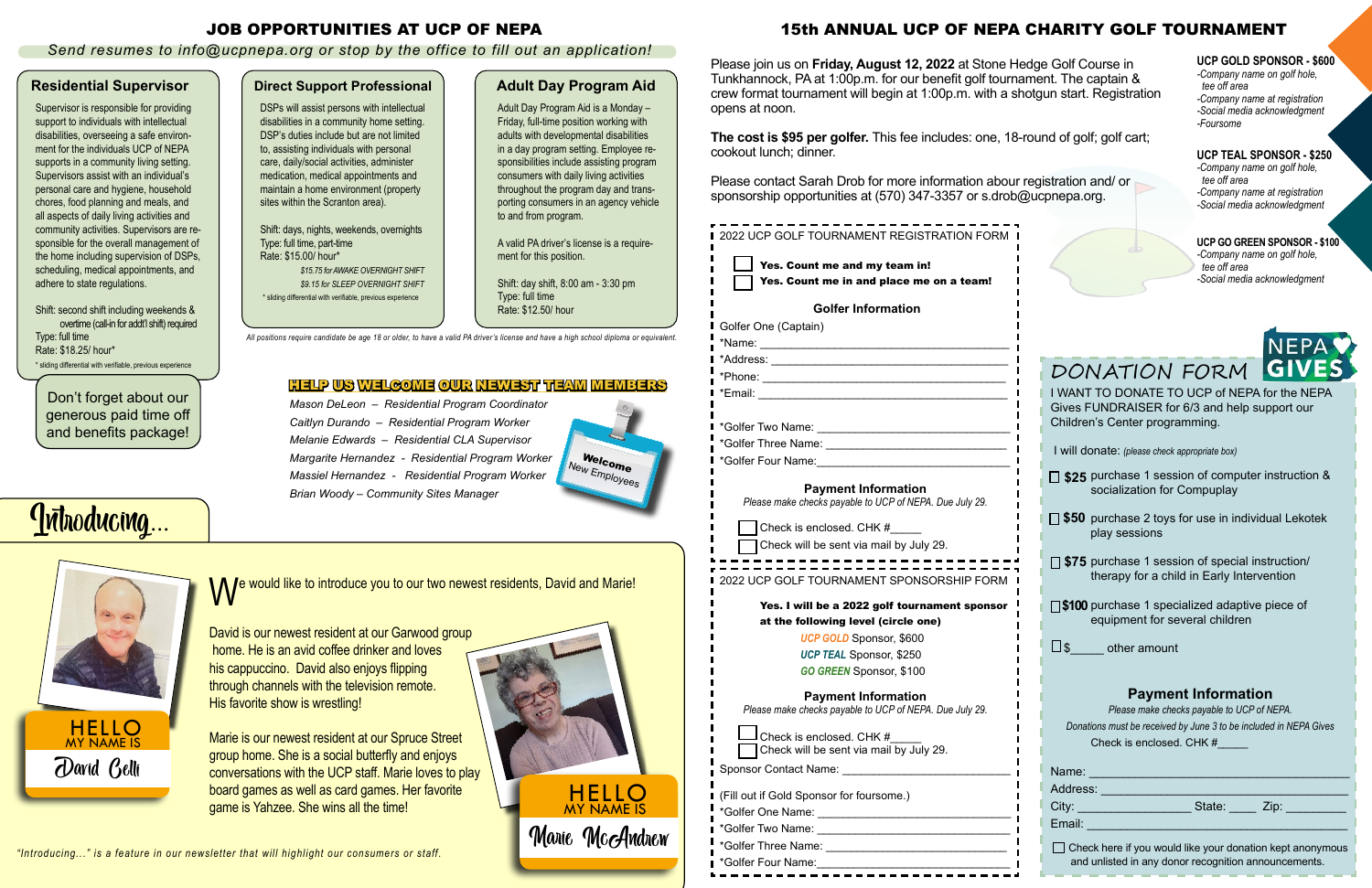# JOB OPPORTUNITIES AT UCP OF NEPA

*Send resumes to info@ucpnepa.org or stop by the office to fill out an application!*

## Residential Supervisor

Supervisor is responsible for providing support to individuals with intellectual disabilities, overseeing a safe environment for the individuals UCP of NEPA supports in a community living setting. Supervisors assist with an individual's personal care and hygiene, household chores, food planning and meals, and all aspects of daily living activities and community activities. Supervisors are responsible for the overall management of the home including supervision of DSPs, scheduling, medical appointments, and adhere to state regulations.

Shift: second shift including weekends & overtime (call-in for addt'l shift) required
Type: full time
Rate: $18.25/ hour*

* sliding differential with verifiable, previous experience

## Direct Support Professional

DSPs will assist persons with intellectual disabilities in a community home setting. DSP's duties include but are not limited to, assisting individuals with personal care, daily/social activities, administer medication, medical appointments and maintain a home environment (property sites within the Scranton area).

Shift: days, nights, weekends, overnights
Type: full time, part-time
Rate: $15.00/ hour*
$15.75 for AWAKE OVERNIGHT SHIFT
$9.15 for SLEEP OVERNIGHT SHIFT

* sliding differential with verifiable, previous experience

## Adult Day Program Aid

Adult Day Program Aid is a Monday – Friday, full-time position working with adults with developmental disabilities in a day program setting. Employee responsibilities include assisting program consumers with daily living activities throughout the program day and transporting consumers in an agency vehicle to and from program.

A valid PA driver's license is a requirement for this position.

Shift: day shift, 8:00 am - 3:30 pm
Type: full time
Rate: $12.50/ hour

*All positions require candidate be age 18 or older, to have a valid PA driver's license and have a high school diploma or equivalent.*

Don't forget about our generous paid time off and benefits package!

## HELP US WELCOME OUR NEWEST TEAM MEMBERS

*Mason DeLeon – Residential Program Coordinator*
*Caitlyn Durando – Residential Program Worker*
*Melanie Edwards – Residential CLA Supervisor*
*Margarite Hernandez - Residential Program Worker*
*Massiel Hernandez - Residential Program Worker*
*Brian Woody – Community Sites Manager*

Welcome New Employees

## Introducing...

We would like to introduce you to our two newest residents, David and Marie!

David is our newest resident at our Garwood group home. He is an avid coffee drinker and loves his cappuccino. David also enjoys flipping through channels with the television remote. His favorite show is wrestling!

Marie is our newest resident at our Spruce Street group home. She is a social butterfly and enjoys conversations with the UCP staff. Marie loves to play board games as well as card games. Her favorite game is Yahzee. She wins all the time!

HELLO MY NAME IS David Celli

HELLO MY NAME IS Marie McAndrew

*"Introducing..." is a feature in our newsletter that will highlight our consumers or staff.*

# 15th ANNUAL UCP OF NEPA CHARITY GOLF TOURNAMENT

Please join us on **Friday, August 12, 2022** at Stone Hedge Golf Course in Tunkhannock, PA at 1:00p.m. for our benefit golf tournament. The captain & crew format tournament will begin at 1:00p.m. with a shotgun start. Registration opens at noon.

**The cost is $95 per golfer.** This fee includes: one, 18-round of golf; golf cart; cookout lunch; dinner.

Please contact Sarah Drob for more information abour registration and/ or sponsorship opportunities at (570) 347-3357 or s.drob@ucpnepa.org.

**UCP GOLD SPONSOR - $600**
- Company name on golf hole, tee off area
- Company name at registration
- Social media acknowledgment
- Foursome

**UCP TEAL SPONSOR - $250**
- Company name on golf hole, tee off area
- Company name at registration
- Social media acknowledgment

**UCP GO GREEN SPONSOR - $100**
- Company name on golf hole, tee off area
- Social media acknowledgment

### 2022 UCP GOLF TOURNAMENT REGISTRATION FORM

☐ **Yes. Count me and my team in!**
☐ **Yes. Count me in and place me on a team!**

**Golfer Information**

Golfer One (Captain)
*Name: ____________________
*Address: ____________________
*Phone: ____________________
*Email: ____________________

*Golfer Two Name: ____________________
*Golfer Three Name: ____________________
*Golfer Four Name: ____________________

**Payment Information**
*Please make checks payable to UCP of NEPA. Due July 29.*

☐ Check is enclosed. CHK #_____
☐ Check will be sent via mail by July 29.

### 2022 UCP GOLF TOURNAMENT SPONSORSHIP FORM

**Yes. I will be a 2022 golf tournament sponsor at the following level (circle one)**

*UCP GOLD* Sponsor, $600
*UCP TEAL* Sponsor, $250
*GO GREEN* Sponsor, $100

**Payment Information**
*Please make checks payable to UCP of NEPA. Due July 29.*

☐ Check is enclosed. CHK #_____
☐ Check will be sent via mail by July 29.

Sponsor Contact Name: ____________________

(Fill out if Gold Sponsor for foursome.)
*Golfer One Name: ____________________
*Golfer Two Name: ____________________
*Golfer Three Name: ____________________
*Golfer Four Name: ____________________

## DONATION FORM

NEPA GIVES

I WANT TO DONATE TO UCP of NEPA for the NEPA Gives FUNDRAISER for 6/3 and help support our Children's Center programming.

I will donate: *(please check appropriate box)*

☐ **$25** purchase 1 session of computer instruction & socialization for Compuplay

☐ **$50** purchase 2 toys for use in individual Lekotek play sessions

☐ **$75** purchase 1 session of special instruction/ therapy for a child in Early Intervention

☐ **$100** purchase 1 specialized adaptive piece of equipment for several children

☐ $_____ other amount

**Payment Information**
*Please make checks payable to UCP of NEPA.*
*Donations must be received by June 3 to be included in NEPA Gives*
Check is enclosed. CHK #_____

Name: ____________________
Address: ____________________
City: ____________ State: ____ Zip: ________
Email: ____________________

☐ Check here if you would like your donation kept anonymous and unlisted in any donor recognition announcements.